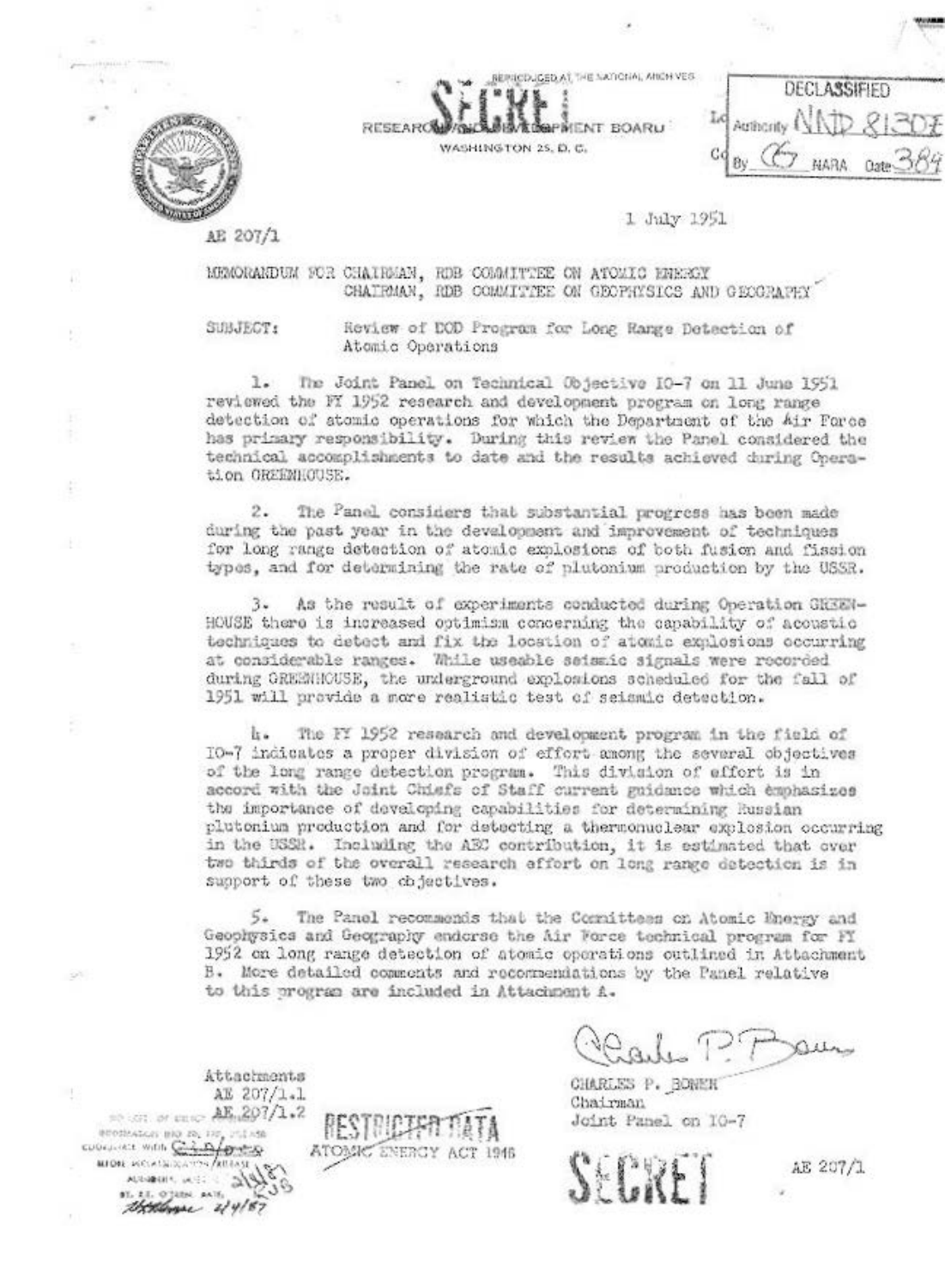REPRODUCED AT THE NATIONAL ARCHIVES

SECRET

RESEARCH AND DEVELOPMENT BOARD
WASHINGTON 25, D. C.

DECLASSIFIED
Authority NND 813081
By [illegible] NARA Date 3/84

AE 207/1

1 July 1951

MEMORANDUM FOR CHAIRMAN, RDB COMMITTEE ON ATOMIC ENERGY
CHAIRMAN, RDB COMMITTEE ON GEOPHYSICS AND GEOGRAPHY

SUBJECT: Review of DOD Program for Long Range Detection of Atomic Operations

1. The Joint Panel on Technical Objective IO-7 on 11 June 1951 reviewed the FY 1952 research and development program on long range detection of atomic operations for which the Department of the Air Force has primary responsibility. During this review the Panel considered the technical accomplishments to date and the results achieved during Operation GREENHOUSE.

2. The Panel considers that substantial progress has been made during the past year in the development and improvement of techniques for long range detection of atomic explosions of both fusion and fission types, and for determining the rate of plutonium production by the USSR.

3. As the result of experiments conducted during Operation GREENHOUSE there is increased optimism concerning the capability of acoustic techniques to detect and fix the location of atomic explosions occurring at considerable ranges. While useable seismic signals were recorded during GREENHOUSE, the underground explosions scheduled for the fall of 1951 will provide a more realistic test of seismic detection.

4. The FY 1952 research and development program in the field of IO-7 indicates a proper division of effort among the several objectives of the long range detection program. This division of effort is in accord with the Joint Chiefs of Staff current guidance which emphasizes the importance of developing capabilities for determining Russian plutonium production and for detecting a thermonuclear explosion occurring in the USSR. Including the AEC contribution, it is estimated that over two thirds of the overall research effort on long range detection is in support of these two objectives.

5. The Panel recommends that the Committees on Atomic Energy and Geophysics and Geography endorse the Air Force technical program for FY 1952 on long range detection of atomic operations outlined in Attachment B. More detailed comments and recommendations by the Panel relative to this program are included in Attachment A.

Charles P. Boner

CHARLES P. BONER
Chairman
Joint Panel on IO-7

Attachments
AE 207/1.1
AE 207/1.2

RESTRICTED DATA
ATOMIC ENERGY ACT 1946

SECRET

AE 207/1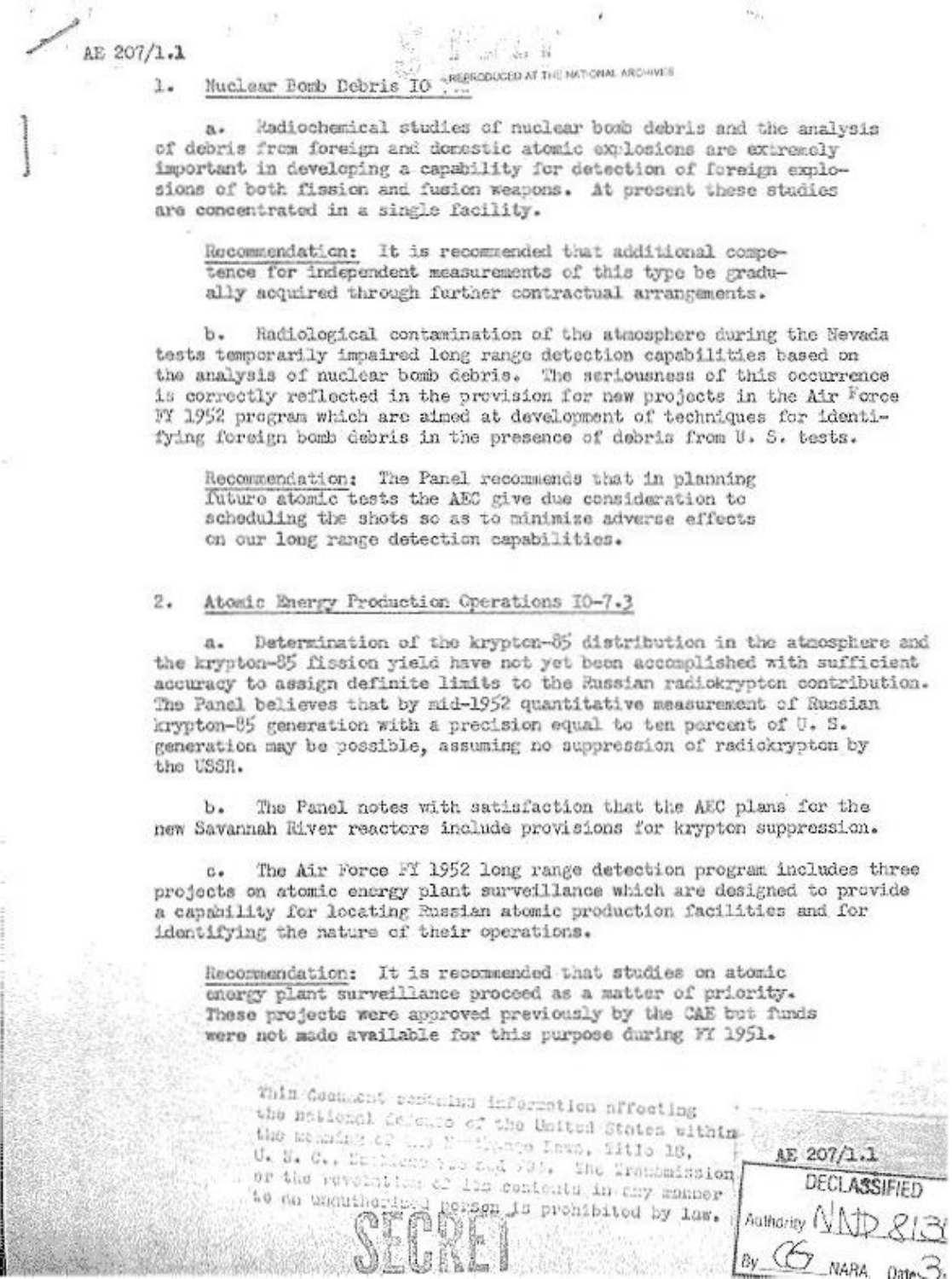AE 207/1.1

1. Nuclear Bomb Debris IO ...

a. Radiochemical studies of nuclear bomb debris and the analysis of debris from foreign and domestic atomic explosions are extremely important in developing a capability for detection of foreign explosions of both fission and fusion weapons. At present these studies are concentrated in a single facility.

> Recommendation: It is recommended that additional competence for independent measurements of this type be gradually acquired through further contractual arrangements.

b. Radiological contamination of the atmosphere during the Nevada tests temporarily impaired long range detection capabilities based on the analysis of nuclear bomb debris. The seriousness of this occurrence is correctly reflected in the provision for new projects in the Air Force FY 1952 program which are aimed at development of techniques for identifying foreign bomb debris in the presence of debris from U. S. tests.

> Recommendation: The Panel recommends that in planning future atomic tests the AEC give due consideration to scheduling the shots so as to minimize adverse effects on our long range detection capabilities.

2. Atomic Energy Production Operations IO-7.3

a. Determination of the krypton-85 distribution in the atmosphere and the krypton-85 fission yield have not yet been accomplished with sufficient accuracy to assign definite limits to the Russian radiokrypton contribution. The Panel believes that by mid-1952 quantitative measurement of Russian krypton-85 generation with a precision equal to ten percent of U. S. generation may be possible, assuming no suppression of radiokrypton by the USSR.

b. The Panel notes with satisfaction that the AEC plans for the new Savannah River reactors include provisions for krypton suppression.

c. The Air Force FY 1952 long range detection program includes three projects on atomic energy plant surveillance which are designed to provide a capability for locating Russian atomic production facilities and for identifying the nature of their operations.

> Recommendation: It is recommended that studies on atomic energy plant surveillance proceed as a matter of priority. These projects were approved previously by the CAE but funds were not made available for this purpose during FY 1951.

This document contains information affecting the national defense of the United States within the meaning of the Espionage Laws, Title 18, U. S. C., Sections 793 and 794. The transmission or the revelation of its contents in any manner to an unauthorized person is prohibited by law.

SECRET

AE 207/1.1

DECLASSIFIED
Authority NND 813...
By ... NARA Date 3...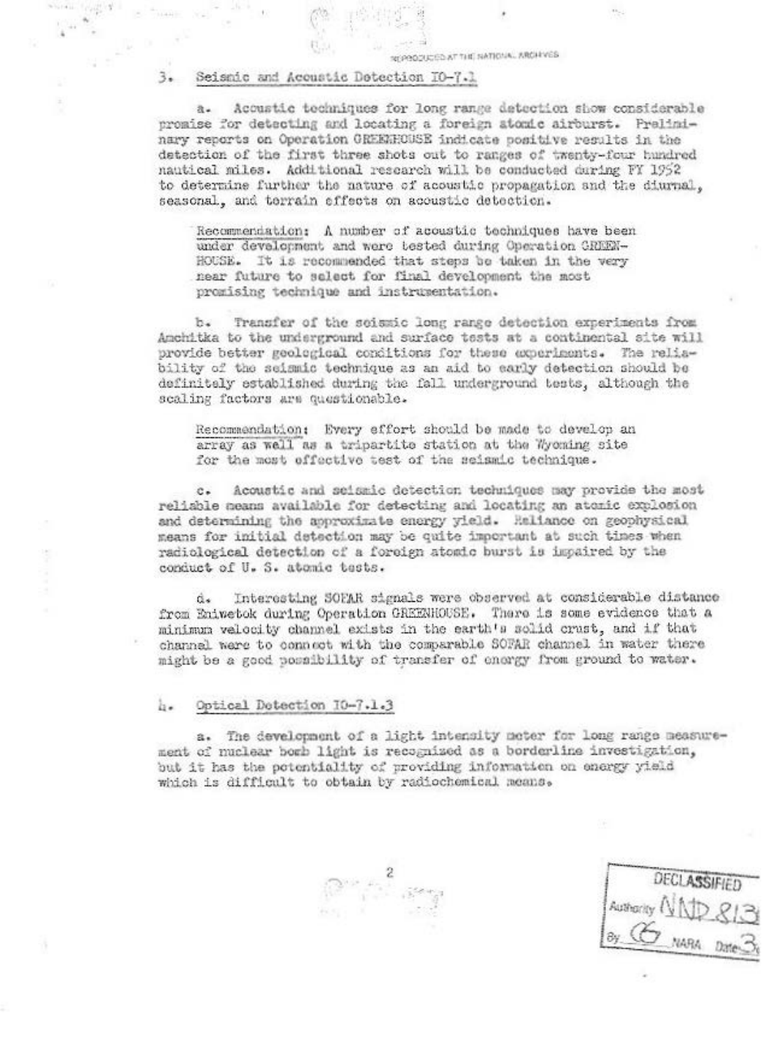3. Seismic and Acoustic Detection IO-7.1

a. Acoustic techniques for long range detection show considerable promise for detecting and locating a foreign atomic airburst. Preliminary reports on Operation GREENHOUSE indicate positive results in the detection of the first three shots out to ranges of twenty-four hundred nautical miles. Additional research will be conducted during FY 1952 to determine further the nature of acoustic propagation and the diurnal, seasonal, and terrain effects on acoustic detection.

> Recommendation: A number of acoustic techniques have been under development and were tested during Operation GREENHOUSE. It is recommended that steps be taken in the very near future to select for final development the most promising technique and instrumentation.

b. Transfer of the seismic long range detection experiments from Amchitka to the underground and surface tests at a continental site will provide better geological conditions for these experiments. The reliability of the seismic technique as an aid to early detection should be definitely established during the fall underground tests, although the scaling factors are questionable.

> Recommendation: Every effort should be made to develop an array as well as a tripartite station at the Wyoming site for the most effective test of the seismic technique.

c. Acoustic and seismic detection techniques may provide the most reliable means available for detecting and locating an atomic explosion and determining the approximate energy yield. Reliance on geophysical means for initial detection may be quite important at such times when radiological detection of a foreign atomic burst is impaired by the conduct of U. S. atomic tests.

d. Interesting SOFAR signals were observed at considerable distance from Eniwetok during Operation GREENHOUSE. There is some evidence that a minimum velocity channel exists in the earth's solid crust, and if that channel were to connect with the comparable SOFAR channel in water there might be a good possibility of transfer of energy from ground to water.

4. Optical Detection IO-7.1.3

a. The development of a light intensity meter for long range measurement of nuclear bomb light is recognized as a borderline investigation, but it has the potentiality of providing information on energy yield which is difficult to obtain by radiochemical means.